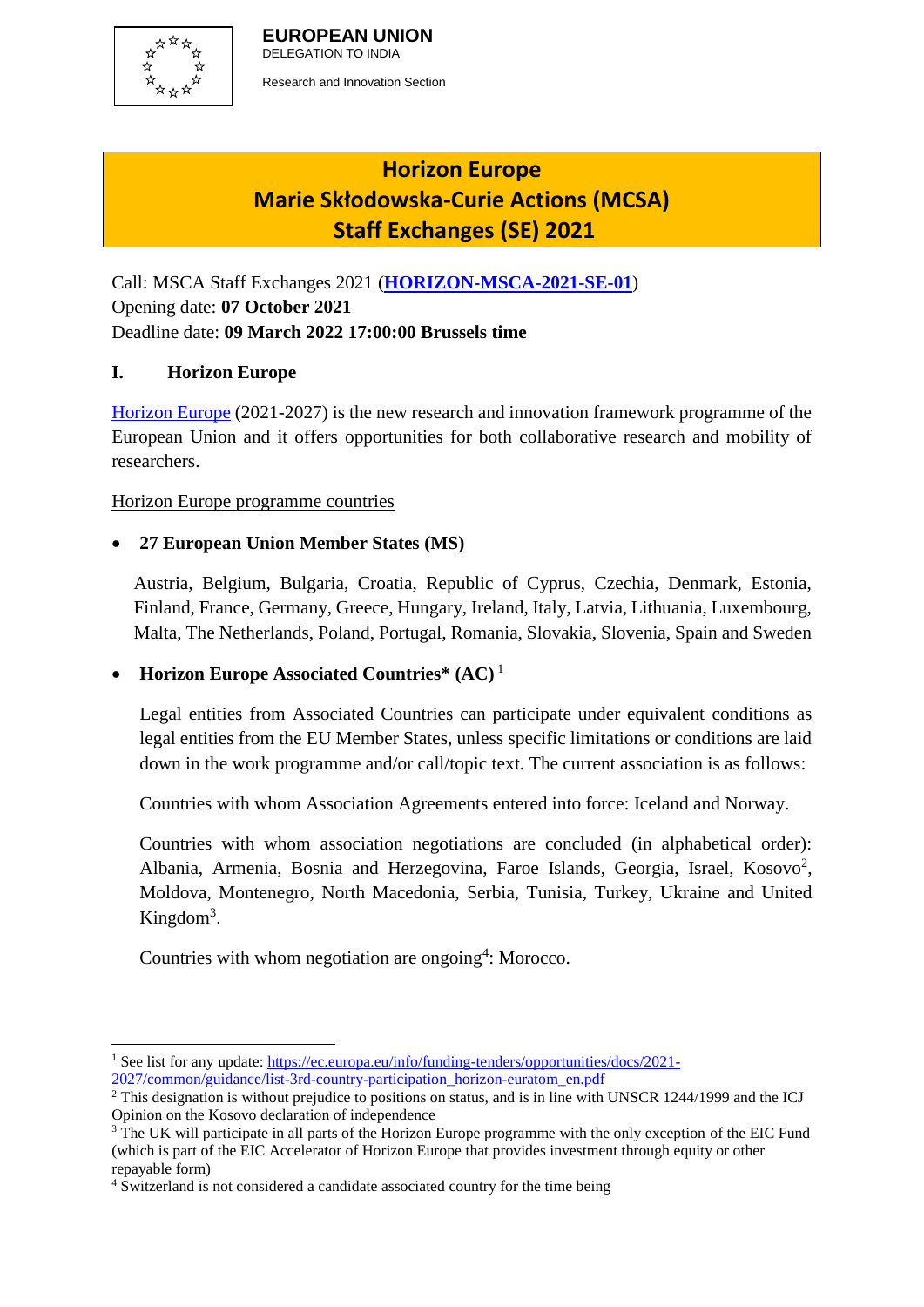**EUROPEAN UNION**
DELEGATION TO INDIA

Research and Innovation Section

# Horizon Europe
# Marie Skłodowska-Curie Actions (MCSA)
# Staff Exchanges (SE) 2021

Call: MSCA Staff Exchanges 2021 (**HORIZON-MSCA-2021-SE-01**)
Opening date: **07 October 2021**
Deadline date: **09 March 2022 17:00:00 Brussels time**

## I. Horizon Europe

Horizon Europe (2021-2027) is the new research and innovation framework programme of the European Union and it offers opportunities for both collaborative research and mobility of researchers.

Horizon Europe programme countries

- **27 European Union Member States (MS)**

  Austria, Belgium, Bulgaria, Croatia, Republic of Cyprus, Czechia, Denmark, Estonia, Finland, France, Germany, Greece, Hungary, Ireland, Italy, Latvia, Lithuania, Luxembourg, Malta, The Netherlands, Poland, Portugal, Romania, Slovakia, Slovenia, Spain and Sweden

- **Horizon Europe Associated Countries* (AC)** [1]

  Legal entities from Associated Countries can participate under equivalent conditions as legal entities from the EU Member States, unless specific limitations or conditions are laid down in the work programme and/or call/topic text. The current association is as follows:

  Countries with whom Association Agreements entered into force: Iceland and Norway.

  Countries with whom association negotiations are concluded (in alphabetical order): Albania, Armenia, Bosnia and Herzegovina, Faroe Islands, Georgia, Israel, Kosovo[2], Moldova, Montenegro, North Macedonia, Serbia, Tunisia, Turkey, Ukraine and United Kingdom[3].

  Countries with whom negotiation are ongoing[4]: Morocco.

---

[1] See list for any update: https://ec.europa.eu/info/funding-tenders/opportunities/docs/2021-2027/common/guidance/list-3rd-country-participation_horizon-euratom_en.pdf

[2] This designation is without prejudice to positions on status, and is in line with UNSCR 1244/1999 and the ICJ Opinion on the Kosovo declaration of independence

[3] The UK will participate in all parts of the Horizon Europe programme with the only exception of the EIC Fund (which is part of the EIC Accelerator of Horizon Europe that provides investment through equity or other repayable form)

[4] Switzerland is not considered a candidate associated country for the time being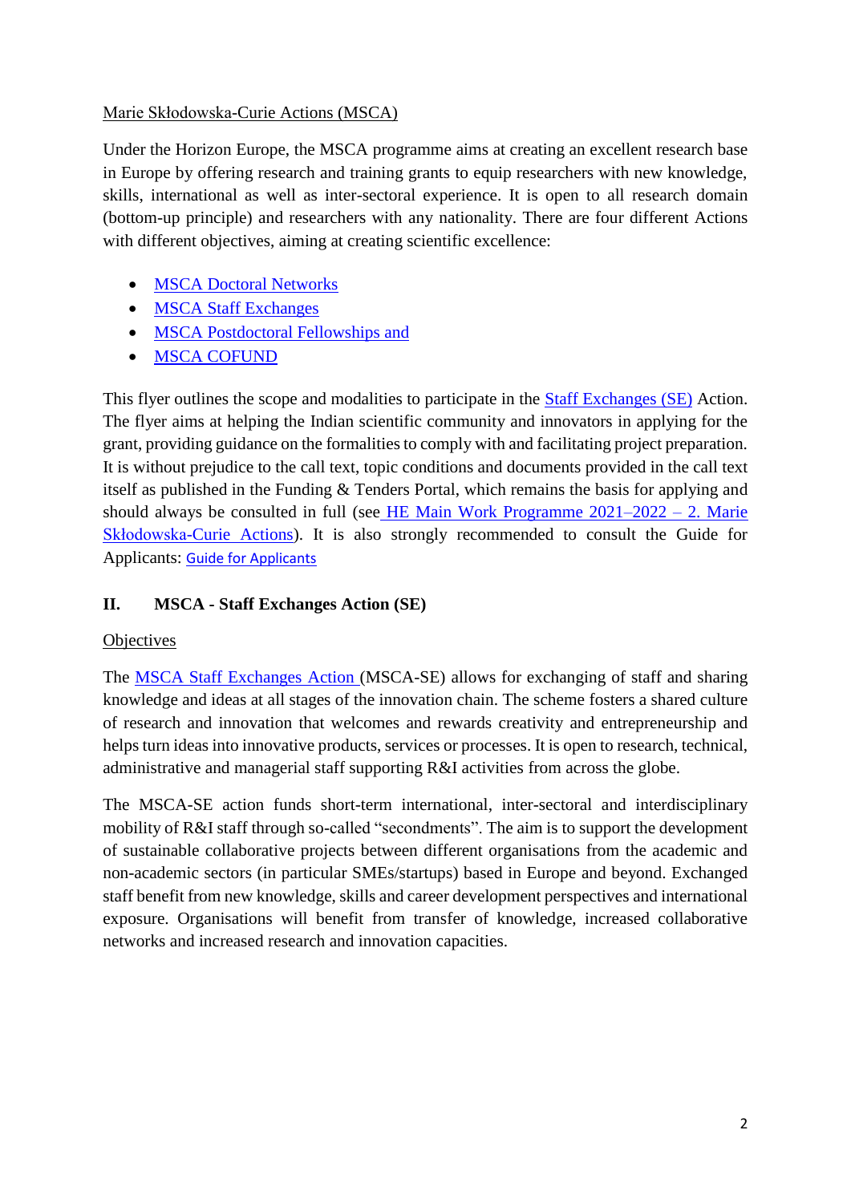Marie Skłodowska-Curie Actions (MSCA)

Under the Horizon Europe, the MSCA programme aims at creating an excellent research base in Europe by offering research and training grants to equip researchers with new knowledge, skills, international as well as inter-sectoral experience. It is open to all research domain (bottom-up principle) and researchers with any nationality. There are four different Actions with different objectives, aiming at creating scientific excellence:

- MSCA Doctoral Networks
- MSCA Staff Exchanges
- MSCA Postdoctoral Fellowships and
- MSCA COFUND

This flyer outlines the scope and modalities to participate in the Staff Exchanges (SE) Action. The flyer aims at helping the Indian scientific community and innovators in applying for the grant, providing guidance on the formalities to comply with and facilitating project preparation. It is without prejudice to the call text, topic conditions and documents provided in the call text itself as published in the Funding & Tenders Portal, which remains the basis for applying and should always be consulted in full (see HE Main Work Programme 2021–2022 – 2. Marie Skłodowska-Curie Actions). It is also strongly recommended to consult the Guide for Applicants: Guide for Applicants

## II. MSCA - Staff Exchanges Action (SE)

Objectives

The MSCA Staff Exchanges Action (MSCA-SE) allows for exchanging of staff and sharing knowledge and ideas at all stages of the innovation chain. The scheme fosters a shared culture of research and innovation that welcomes and rewards creativity and entrepreneurship and helps turn ideas into innovative products, services or processes. It is open to research, technical, administrative and managerial staff supporting R&I activities from across the globe.

The MSCA-SE action funds short-term international, inter-sectoral and interdisciplinary mobility of R&I staff through so-called "secondments". The aim is to support the development of sustainable collaborative projects between different organisations from the academic and non-academic sectors (in particular SMEs/startups) based in Europe and beyond. Exchanged staff benefit from new knowledge, skills and career development perspectives and international exposure. Organisations will benefit from transfer of knowledge, increased collaborative networks and increased research and innovation capacities.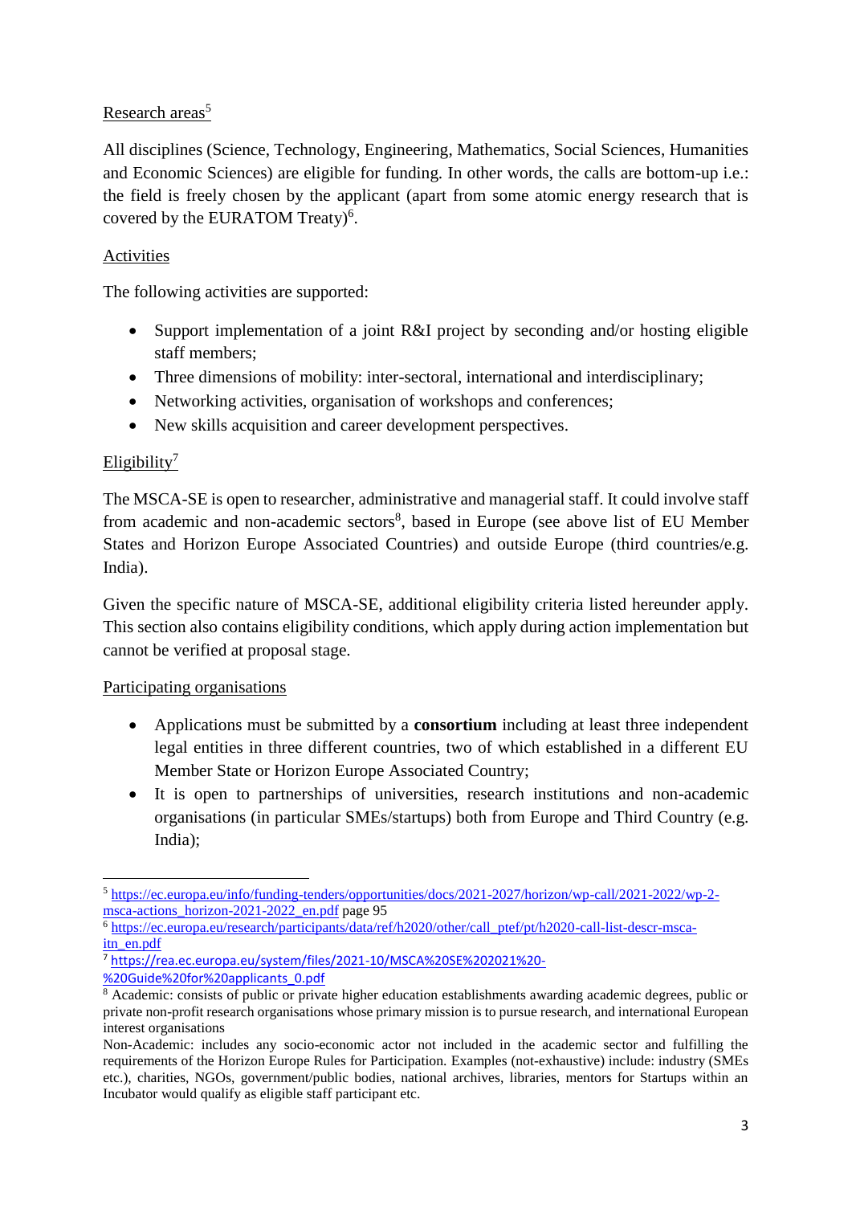Research areas[5]

All disciplines (Science, Technology, Engineering, Mathematics, Social Sciences, Humanities and Economic Sciences) are eligible for funding. In other words, the calls are bottom-up i.e.: the field is freely chosen by the applicant (apart from some atomic energy research that is covered by the EURATOM Treaty)[6].

Activities

The following activities are supported:

- Support implementation of a joint R&I project by seconding and/or hosting eligible staff members;
- Three dimensions of mobility: inter-sectoral, international and interdisciplinary;
- Networking activities, organisation of workshops and conferences;
- New skills acquisition and career development perspectives.

Eligibility[7]

The MSCA-SE is open to researcher, administrative and managerial staff. It could involve staff from academic and non-academic sectors[8], based in Europe (see above list of EU Member States and Horizon Europe Associated Countries) and outside Europe (third countries/e.g. India).

Given the specific nature of MSCA-SE, additional eligibility criteria listed hereunder apply. This section also contains eligibility conditions, which apply during action implementation but cannot be verified at proposal stage.

Participating organisations

- Applications must be submitted by a **consortium** including at least three independent legal entities in three different countries, two of which established in a different EU Member State or Horizon Europe Associated Country;
- It is open to partnerships of universities, research institutions and non-academic organisations (in particular SMEs/startups) both from Europe and Third Country (e.g. India);

---

[5] https://ec.europa.eu/info/funding-tenders/opportunities/docs/2021-2027/horizon/wp-call/2021-2022/wp-2-msca-actions_horizon-2021-2022_en.pdf page 95

[6] https://ec.europa.eu/research/participants/data/ref/h2020/other/call_ptef/pt/h2020-call-list-descr-msca-itn_en.pdf

[7] https://rea.ec.europa.eu/system/files/2021-10/MSCA%20SE%202021%20-%20Guide%20for%20applicants_0.pdf

[8] Academic: consists of public or private higher education establishments awarding academic degrees, public or private non-profit research organisations whose primary mission is to pursue research, and international European interest organisations

Non-Academic: includes any socio-economic actor not included in the academic sector and fulfilling the requirements of the Horizon Europe Rules for Participation. Examples (not-exhaustive) include: industry (SMEs etc.), charities, NGOs, government/public bodies, national archives, libraries, mentors for Startups within an Incubator would qualify as eligible staff participant etc.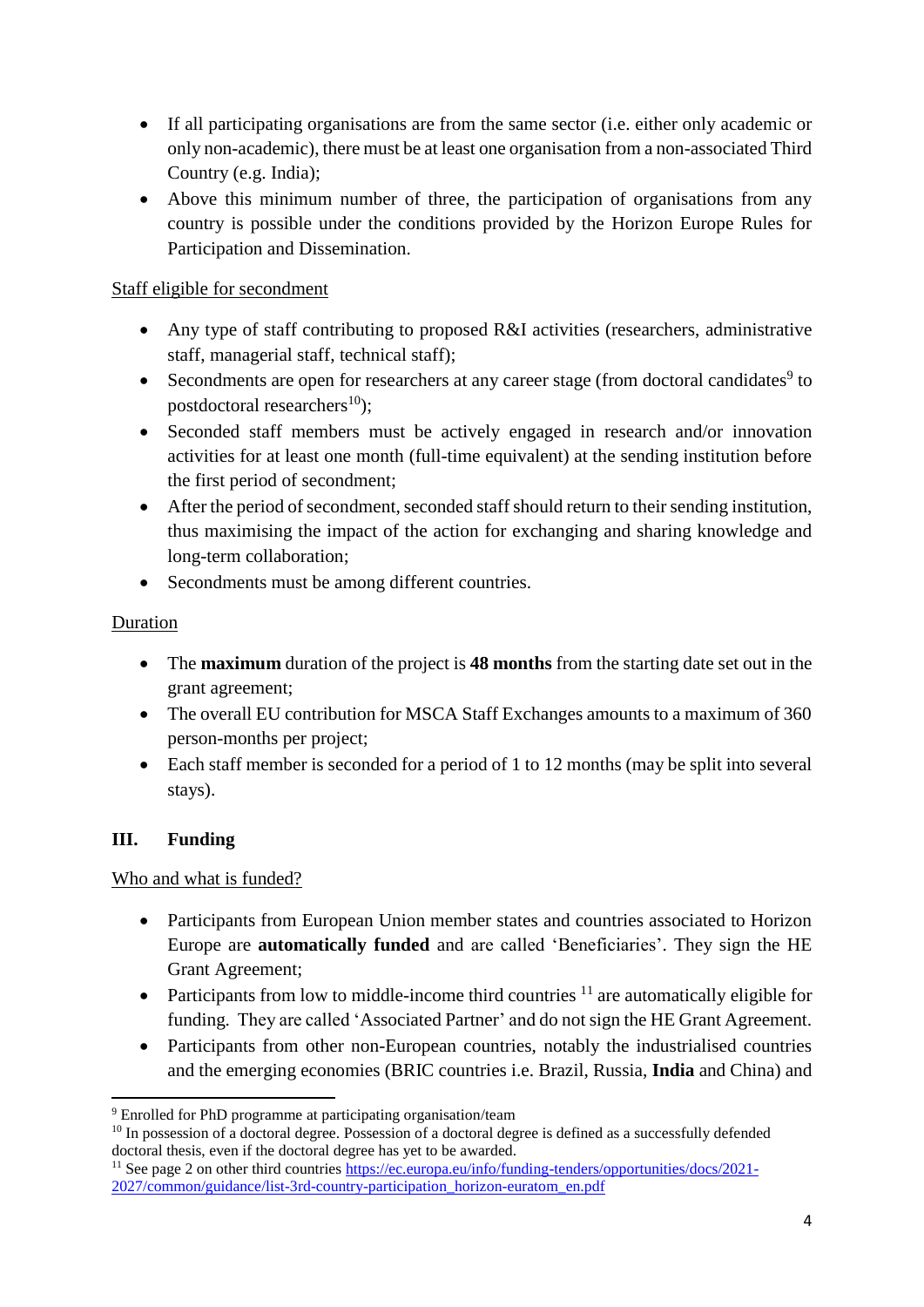- If all participating organisations are from the same sector (i.e. either only academic or only non-academic), there must be at least one organisation from a non-associated Third Country (e.g. India);
- Above this minimum number of three, the participation of organisations from any country is possible under the conditions provided by the Horizon Europe Rules for Participation and Dissemination.

Staff eligible for secondment

- Any type of staff contributing to proposed R&I activities (researchers, administrative staff, managerial staff, technical staff);
- Secondments are open for researchers at any career stage (from doctoral candidates[9] to postdoctoral researchers[10]);
- Seconded staff members must be actively engaged in research and/or innovation activities for at least one month (full-time equivalent) at the sending institution before the first period of secondment;
- After the period of secondment, seconded staff should return to their sending institution, thus maximising the impact of the action for exchanging and sharing knowledge and long-term collaboration;
- Secondments must be among different countries.

Duration

- The **maximum** duration of the project is **48 months** from the starting date set out in the grant agreement;
- The overall EU contribution for MSCA Staff Exchanges amounts to a maximum of 360 person-months per project;
- Each staff member is seconded for a period of 1 to 12 months (may be split into several stays).

## III. Funding

Who and what is funded?

- Participants from European Union member states and countries associated to Horizon Europe are **automatically funded** and are called 'Beneficiaries'. They sign the HE Grant Agreement;
- Participants from low to middle-income third countries [11] are automatically eligible for funding. They are called 'Associated Partner' and do not sign the HE Grant Agreement.
- Participants from other non-European countries, notably the industrialised countries and the emerging economies (BRIC countries i.e. Brazil, Russia, **India** and China) and

---

[9] Enrolled for PhD programme at participating organisation/team

[10] In possession of a doctoral degree. Possession of a doctoral degree is defined as a successfully defended doctoral thesis, even if the doctoral degree has yet to be awarded.

[11] See page 2 on other third countries https://ec.europa.eu/info/funding-tenders/opportunities/docs/2021-2027/common/guidance/list-3rd-country-participation_horizon-euratom_en.pdf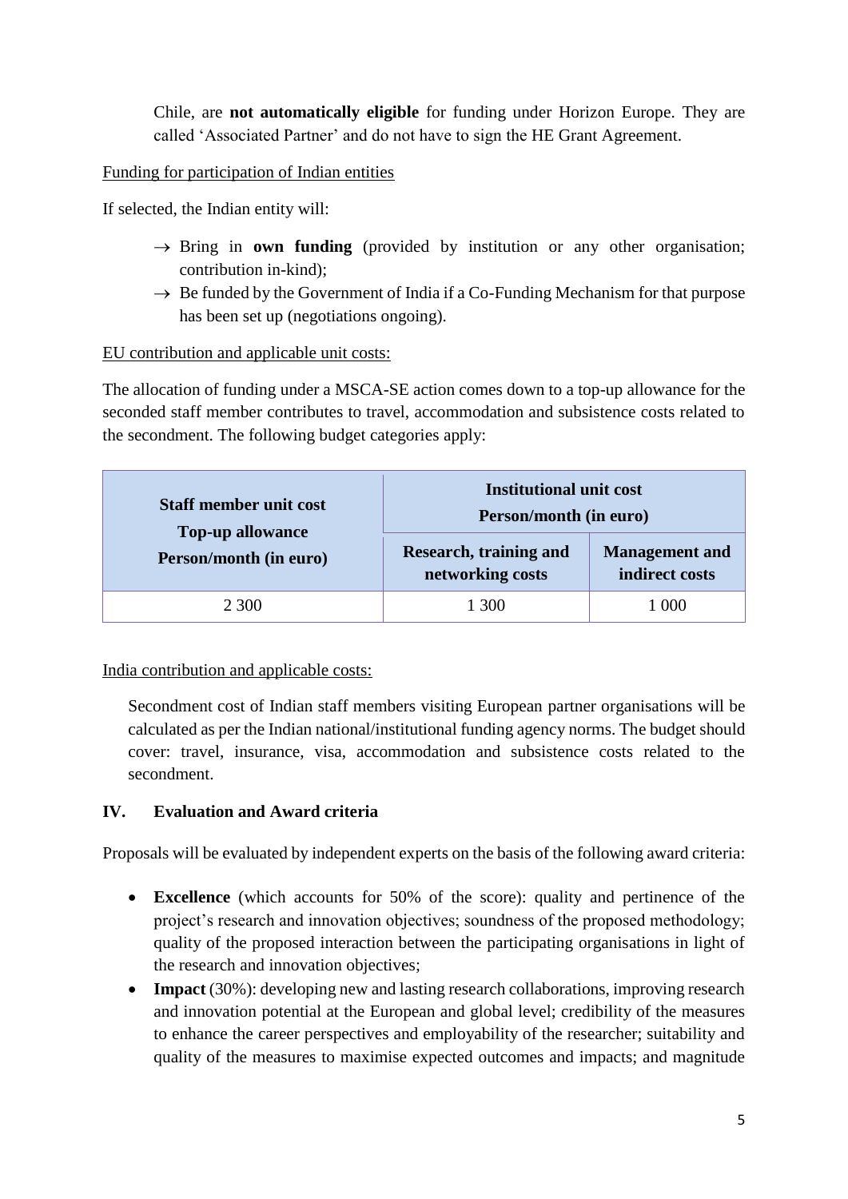Chile, are **not automatically eligible** for funding under Horizon Europe. They are called 'Associated Partner' and do not have to sign the HE Grant Agreement.

Funding for participation of Indian entities

If selected, the Indian entity will:

- → Bring in **own funding** (provided by institution or any other organisation; contribution in-kind);
- → Be funded by the Government of India if a Co-Funding Mechanism for that purpose has been set up (negotiations ongoing).

EU contribution and applicable unit costs:

The allocation of funding under a MSCA-SE action comes down to a top-up allowance for the seconded staff member contributes to travel, accommodation and subsistence costs related to the secondment. The following budget categories apply:

| **Staff member unit cost Top-up allowance Person/month (in euro)** | **Institutional unit cost Person/month (in euro)** | |
|---|---|---|
| | **Research, training and networking costs** | **Management and indirect costs** |
| 2 300 | 1 300 | 1 000 |

India contribution and applicable costs:

Secondment cost of Indian staff members visiting European partner organisations will be calculated as per the Indian national/institutional funding agency norms. The budget should cover: travel, insurance, visa, accommodation and subsistence costs related to the secondment.

## IV. Evaluation and Award criteria

Proposals will be evaluated by independent experts on the basis of the following award criteria:

- **Excellence** (which accounts for 50% of the score): quality and pertinence of the project's research and innovation objectives; soundness of the proposed methodology; quality of the proposed interaction between the participating organisations in light of the research and innovation objectives;
- **Impact** (30%): developing new and lasting research collaborations, improving research and innovation potential at the European and global level; credibility of the measures to enhance the career perspectives and employability of the researcher; suitability and quality of the measures to maximise expected outcomes and impacts; and magnitude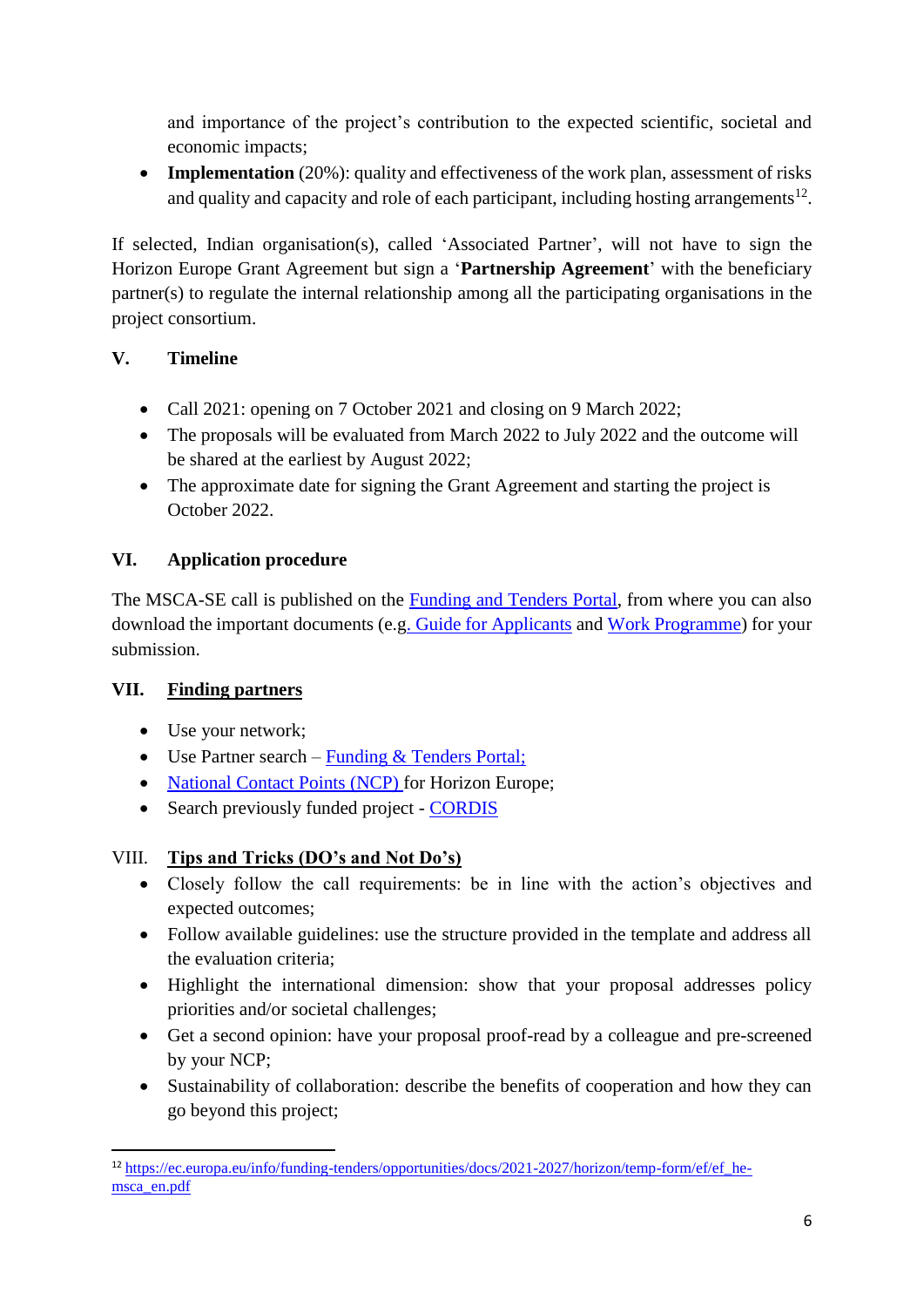and importance of the project's contribution to the expected scientific, societal and economic impacts;

- **Implementation** (20%): quality and effectiveness of the work plan, assessment of risks and quality and capacity and role of each participant, including hosting arrangements[12].

If selected, Indian organisation(s), called 'Associated Partner', will not have to sign the Horizon Europe Grant Agreement but sign a '**Partnership Agreement**' with the beneficiary partner(s) to regulate the internal relationship among all the participating organisations in the project consortium.

## V. Timeline

- Call 2021: opening on 7 October 2021 and closing on 9 March 2022;
- The proposals will be evaluated from March 2022 to July 2022 and the outcome will be shared at the earliest by August 2022;
- The approximate date for signing the Grant Agreement and starting the project is October 2022.

## VI. Application procedure

The MSCA-SE call is published on the Funding and Tenders Portal, from where you can also download the important documents (e.g. Guide for Applicants and Work Programme) for your submission.

## VII. Finding partners

- Use your network;
- Use Partner search – Funding & Tenders Portal;
- National Contact Points (NCP) for Horizon Europe;
- Search previously funded project - CORDIS

## VIII. Tips and Tricks (DO's and Not Do's)

- Closely follow the call requirements: be in line with the action's objectives and expected outcomes;
- Follow available guidelines: use the structure provided in the template and address all the evaluation criteria;
- Highlight the international dimension: show that your proposal addresses policy priorities and/or societal challenges;
- Get a second opinion: have your proposal proof-read by a colleague and pre-screened by your NCP;
- Sustainability of collaboration: describe the benefits of cooperation and how they can go beyond this project;

---

[12] https://ec.europa.eu/info/funding-tenders/opportunities/docs/2021-2027/horizon/temp-form/ef/ef_he-msca_en.pdf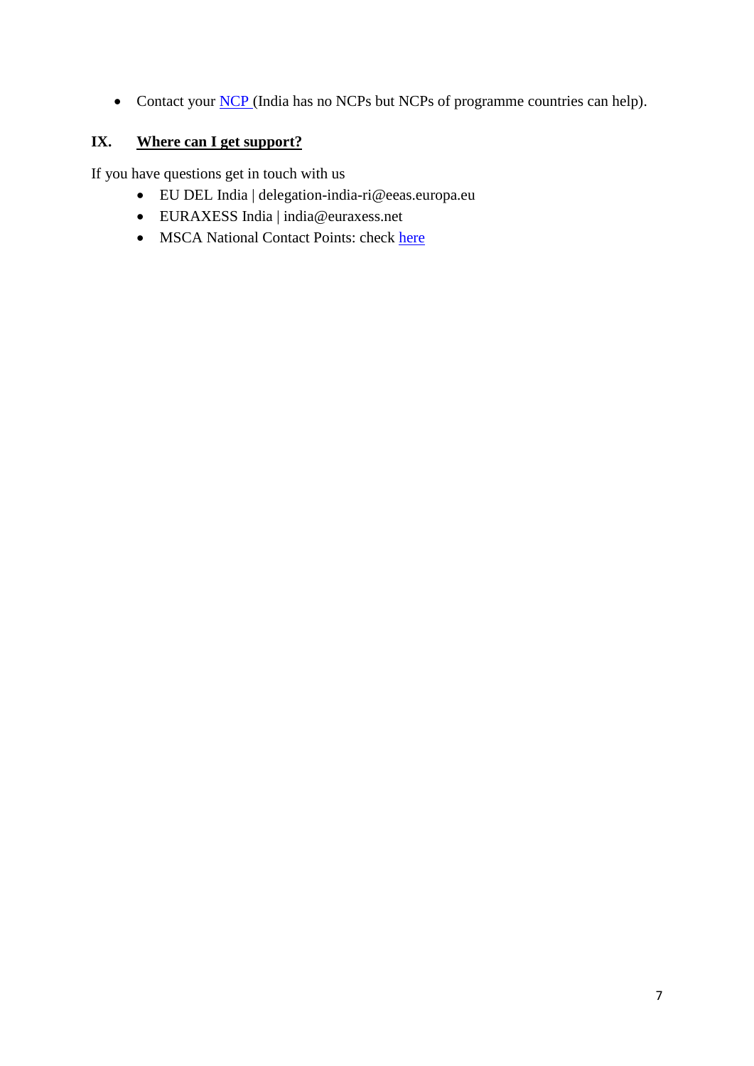- Contact your NCP (India has no NCPs but NCPs of programme countries can help).

## IX. Where can I get support?

If you have questions get in touch with us

- EU DEL India | delegation-india-ri@eeas.europa.eu
- EURAXESS India | india@euraxess.net
- MSCA National Contact Points: check here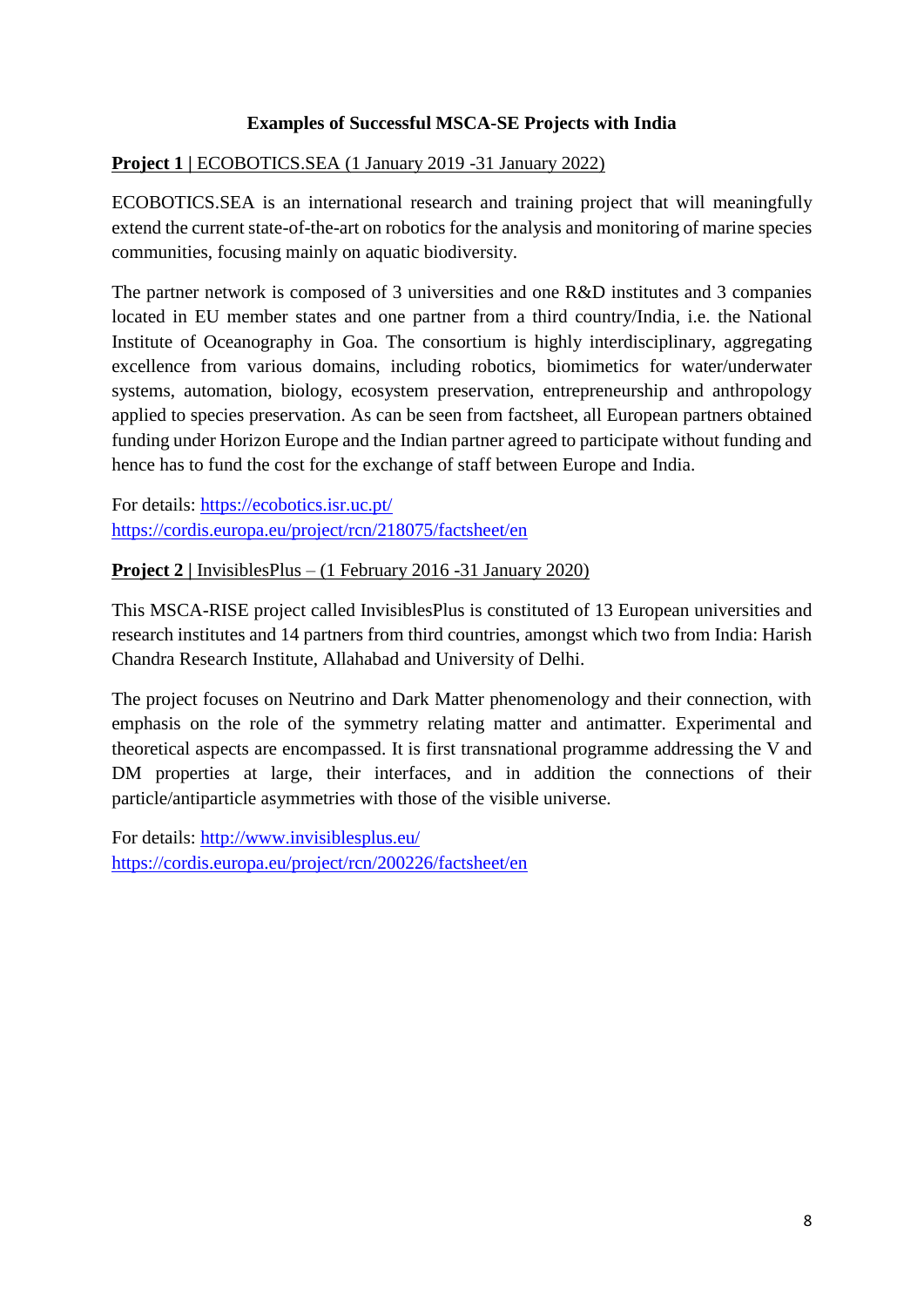## Examples of Successful MSCA-SE Projects with India

**Project 1 |** ECOBOTICS.SEA (1 January 2019 -31 January 2022)

ECOBOTICS.SEA is an international research and training project that will meaningfully extend the current state-of-the-art on robotics for the analysis and monitoring of marine species communities, focusing mainly on aquatic biodiversity.

The partner network is composed of 3 universities and one R&D institutes and 3 companies located in EU member states and one partner from a third country/India, i.e. the National Institute of Oceanography in Goa. The consortium is highly interdisciplinary, aggregating excellence from various domains, including robotics, biomimetics for water/underwater systems, automation, biology, ecosystem preservation, entrepreneurship and anthropology applied to species preservation. As can be seen from factsheet, all European partners obtained funding under Horizon Europe and the Indian partner agreed to participate without funding and hence has to fund the cost for the exchange of staff between Europe and India.

For details: https://ecobotics.isr.uc.pt/
https://cordis.europa.eu/project/rcn/218075/factsheet/en

**Project 2 |** InvisiblesPlus – (1 February 2016 -31 January 2020)

This MSCA-RISE project called InvisiblesPlus is constituted of 13 European universities and research institutes and 14 partners from third countries, amongst which two from India: Harish Chandra Research Institute, Allahabad and University of Delhi.

The project focuses on Neutrino and Dark Matter phenomenology and their connection, with emphasis on the role of the symmetry relating matter and antimatter. Experimental and theoretical aspects are encompassed. It is first transnational programme addressing the V and DM properties at large, their interfaces, and in addition the connections of their particle/antiparticle asymmetries with those of the visible universe.

For details: http://www.invisiblesplus.eu/
https://cordis.europa.eu/project/rcn/200226/factsheet/en